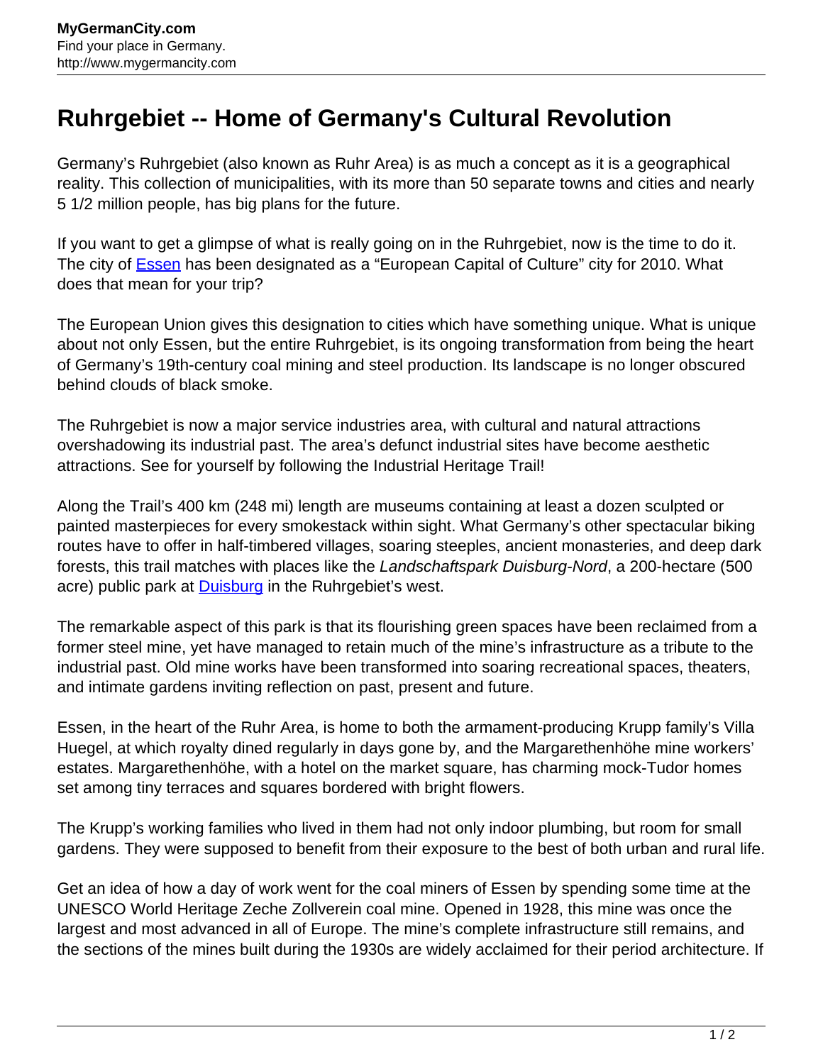# Ruhrgebiet -- Home of Germany's Cultural Revolution

Germany's Ruhrgebiet (also known as Ruhr Area) is as much a concept as it is a geographical reality. This collection of municipalities, with its more than 50 separate towns and cities and nearly 5 1/2 million people, has big plans for the future.

If you want to get a glimpse of what is really going on in the Ruhrgebiet, now is the time to do it. The city of Essen has been designated as a "European Capital of Culture" city for 2010. What does that mean for your trip?

The European Union gives this designation to cities which have something unique. What is unique about not only Essen, but the entire Ruhrgebiet, is its ongoing transformation from being the heart of Germany's 19th-century coal mining and steel production. Its landscape is no longer obscured behind clouds of black smoke.

The Ruhrgebiet is now a major service industries area, with cultural and natural attractions overshadowing its industrial past. The area's defunct industrial sites have become aesthetic attractions. See for yourself by following the Industrial Heritage Trail!

Along the Trail's 400 km (248 mi) length are museums containing at least a dozen sculpted or painted masterpieces for every smokestack within sight. What Germany's other spectacular biking routes have to offer in half-timbered villages, soaring steeples, ancient monasteries, and deep dark forests, this trail matches with places like the *Landschaftspark Duisburg-Nord*, a 200-hectare (500 acre) public park at Duisburg in the Ruhrgebiet's west.

The remarkable aspect of this park is that its flourishing green spaces have been reclaimed from a former steel mine, yet have managed to retain much of the mine's infrastructure as a tribute to the industrial past. Old mine works have been transformed into soaring recreational spaces, theaters, and intimate gardens inviting reflection on past, present and future.

Essen, in the heart of the Ruhr Area, is home to both the armament-producing Krupp family's Villa Huegel, at which royalty dined regularly in days gone by, and the Margarethenhöhe mine workers' estates. Margarethenhöhe, with a hotel on the market square, has charming mock-Tudor homes set among tiny terraces and squares bordered with bright flowers.

The Krupp's working families who lived in them had not only indoor plumbing, but room for small gardens. They were supposed to benefit from their exposure to the best of both urban and rural life.

Get an idea of how a day of work went for the coal miners of Essen by spending some time at the UNESCO World Heritage Zeche Zollverein coal mine. Opened in 1928, this mine was once the largest and most advanced in all of Europe. The mine's complete infrastructure still remains, and the sections of the mines built during the 1930s are widely acclaimed for their period architecture. If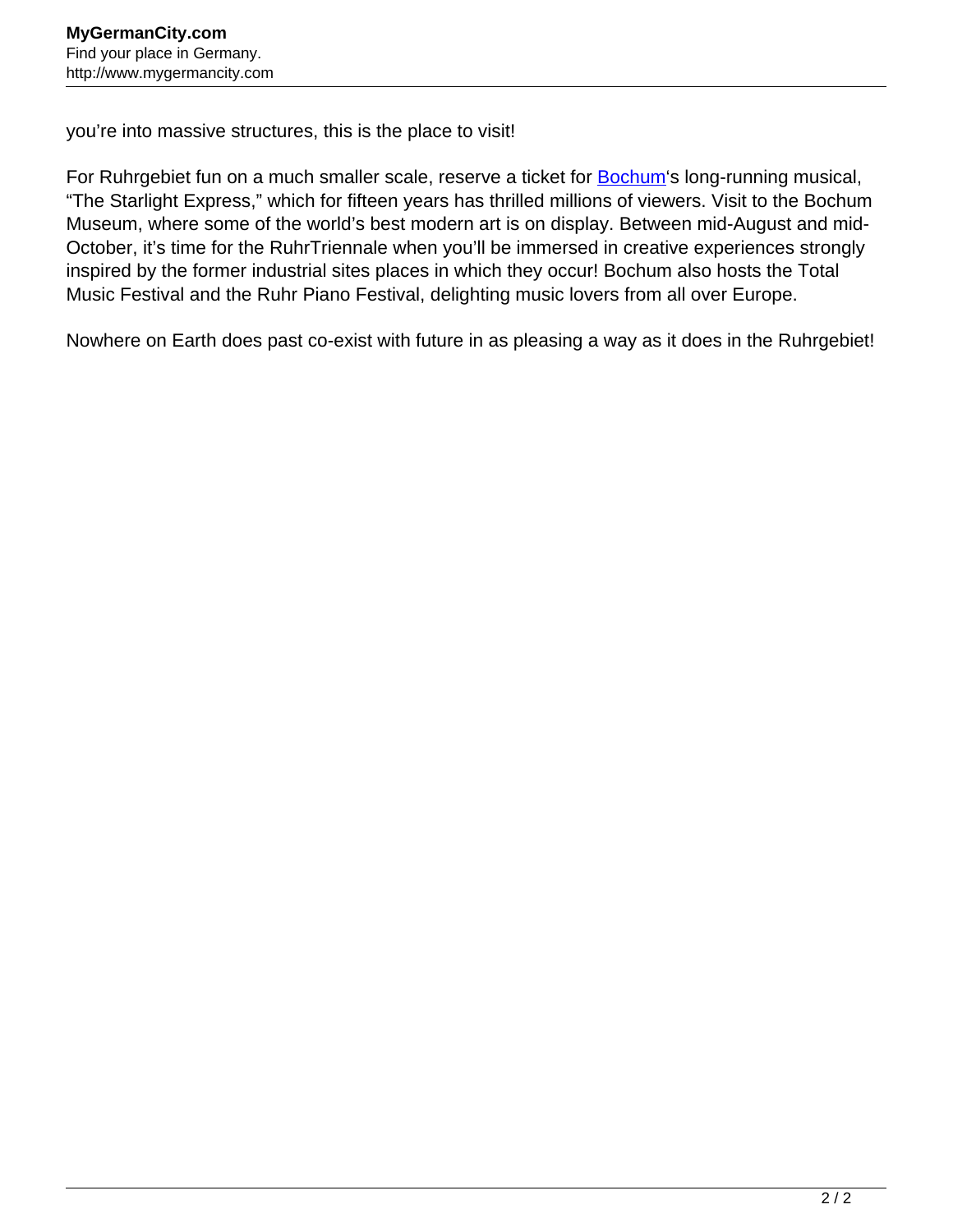you're into massive structures, this is the place to visit!

For Ruhrgebiet fun on a much smaller scale, reserve a ticket for Bochum's long-running musical, "The Starlight Express," which for fifteen years has thrilled millions of viewers. Visit to the Bochum Museum, where some of the world's best modern art is on display. Between mid-August and mid-October, it's time for the RuhrTriennale when you'll be immersed in creative experiences strongly inspired by the former industrial sites places in which they occur! Bochum also hosts the Total Music Festival and the Ruhr Piano Festival, delighting music lovers from all over Europe.

Nowhere on Earth does past co-exist with future in as pleasing a way as it does in the Ruhrgebiet!